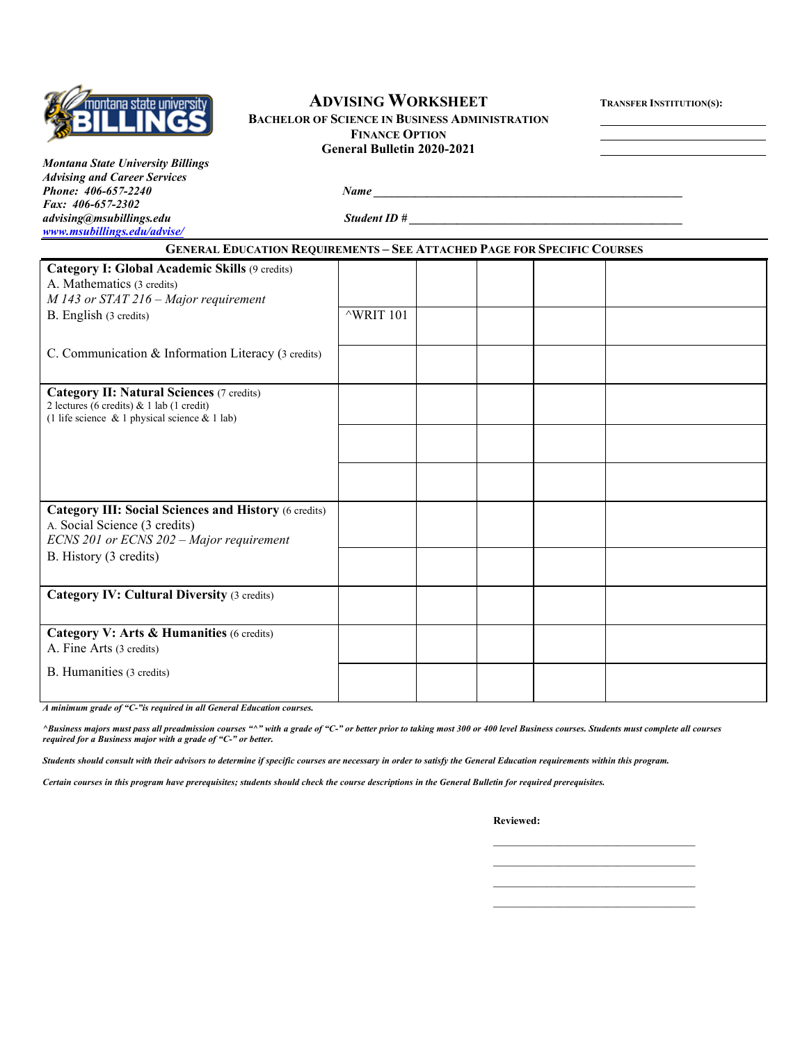# ADVISING WORKSHEET

## BACHELOR OF SCIENCE IN BUSINESS ADMINISTRATION
## FINANCE OPTION
### General Bulletin 2020-2021

**TRANSFER INSTITUTION(S):**

______________________
______________________
______________________

*Montana State University Billings*
*Advising and Career Services*
*Phone: 406-657-2240*
*Fax: 406-657-2302*
*advising@msubillings.edu*
*www.msubillings.edu/advise/*

***Name*** ________________________________________________

***Student ID #*** ____________________________________________

## GENERAL EDUCATION REQUIREMENTS – SEE ATTACHED PAGE FOR SPECIFIC COURSES

| Requirement | | | | | |
|---|---|---|---|---|---|
| **Category I: Global Academic Skills** (9 credits)<br>A. Mathematics (3 credits)<br>*M 143 or STAT 216 – Major requirement* | | | | | |
| B. English (3 credits) | ^WRIT 101 | | | | |
| C. Communication & Information Literacy (3 credits) | | | | | |
| **Category II: Natural Sciences** (7 credits)<br>2 lectures (6 credits) & 1 lab (1 credit)<br>(1 life science & 1 physical science & 1 lab) | | | | | |
| | | | | | |
| | | | | | |
| **Category III: Social Sciences and History** (6 credits)<br>A. Social Science (3 credits)<br>*ECNS 201 or ECNS 202 – Major requirement* | | | | | |
| B. History (3 credits) | | | | | |
| **Category IV: Cultural Diversity** (3 credits) | | | | | |
| **Category V: Arts & Humanities** (6 credits)<br>A. Fine Arts (3 credits) | | | | | |
| B. Humanities (3 credits) | | | | | |

***A minimum grade of "C-"is required in all General Education courses.***

***^Business majors must pass all preadmission courses "^" with a grade of "C-" or better prior to taking most 300 or 400 level Business courses. Students must complete all courses required for a Business major with a grade of "C-" or better.***

***Students should consult with their advisors to determine if specific courses are necessary in order to satisfy the General Education requirements within this program.***

***Certain courses in this program have prerequisites; students should check the course descriptions in the General Bulletin for required prerequisites.***

**Reviewed:**

______________________________
______________________________
______________________________
______________________________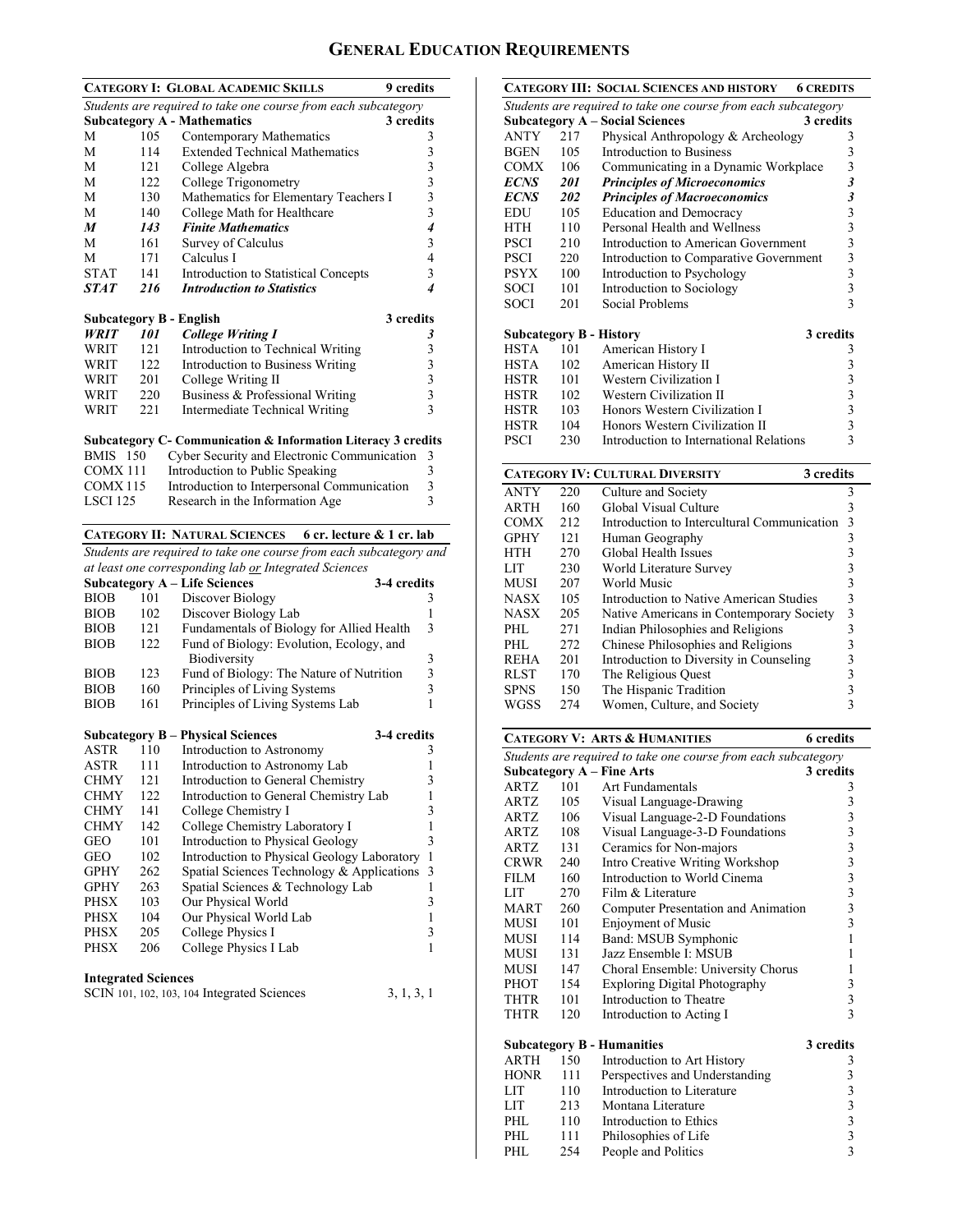# GENERAL EDUCATION REQUIREMENTS

## CATEGORY I: GLOBAL ACADEMIC SKILLS — 9 credits

*Students are required to take one course from each subcategory*

### Subcategory A - Mathematics — 3 credits

| | | | |
|---|---|---|---|
| M | 105 | Contemporary Mathematics | 3 |
| M | 114 | Extended Technical Mathematics | 3 |
| M | 121 | College Algebra | 3 |
| M | 122 | College Trigonometry | 3 |
| M | 130 | Mathematics for Elementary Teachers I | 3 |
| M | 140 | College Math for Healthcare | 3 |
| ***M*** | ***143*** | ***Finite Mathematics*** | ***4*** |
| M | 161 | Survey of Calculus | 3 |
| M | 171 | Calculus I | 4 |
| STAT | 141 | Introduction to Statistical Concepts | 3 |
| ***STAT*** | ***216*** | ***Introduction to Statistics*** | ***4*** |

### Subcategory B - English — 3 credits

| | | | |
|---|---|---|---|
| ***WRIT*** | ***101*** | ***College Writing I*** | ***3*** |
| WRIT | 121 | Introduction to Technical Writing | 3 |
| WRIT | 122 | Introduction to Business Writing | 3 |
| WRIT | 201 | College Writing II | 3 |
| WRIT | 220 | Business & Professional Writing | 3 |
| WRIT | 221 | Intermediate Technical Writing | 3 |

### Subcategory C- Communication & Information Literacy 3 credits

| | | | |
|---|---|---|---|
| BMIS | 150 | Cyber Security and Electronic Communication | 3 |
| COMX | 111 | Introduction to Public Speaking | 3 |
| COMX | 115 | Introduction to Interpersonal Communication | 3 |
| LSCI | 125 | Research in the Information Age | 3 |

## CATEGORY II: NATURAL SCIENCES — 6 cr. lecture & 1 cr. lab

*Students are required to take one course from each subcategory and at least one corresponding lab or Integrated Sciences*

### Subcategory A – Life Sciences — 3-4 credits

| | | | |
|---|---|---|---|
| BIOB | 101 | Discover Biology | 3 |
| BIOB | 102 | Discover Biology Lab | 1 |
| BIOB | 121 | Fundamentals of Biology for Allied Health | 3 |
| BIOB | 122 | Fund of Biology: Evolution, Ecology, and Biodiversity | 3 |
| BIOB | 123 | Fund of Biology: The Nature of Nutrition | 3 |
| BIOB | 160 | Principles of Living Systems | 3 |
| BIOB | 161 | Principles of Living Systems Lab | 1 |

### Subcategory B – Physical Sciences — 3-4 credits

| | | | |
|---|---|---|---|
| ASTR | 110 | Introduction to Astronomy | 3 |
| ASTR | 111 | Introduction to Astronomy Lab | 1 |
| CHMY | 121 | Introduction to General Chemistry | 3 |
| CHMY | 122 | Introduction to General Chemistry Lab | 1 |
| CHMY | 141 | College Chemistry I | 3 |
| CHMY | 142 | College Chemistry Laboratory I | 1 |
| GEO | 101 | Introduction to Physical Geology | 3 |
| GEO | 102 | Introduction to Physical Geology Laboratory | 1 |
| GPHY | 262 | Spatial Sciences Technology & Applications | 3 |
| GPHY | 263 | Spatial Sciences & Technology Lab | 1 |
| PHSX | 103 | Our Physical World | 3 |
| PHSX | 104 | Our Physical World Lab | 1 |
| PHSX | 205 | College Physics I | 3 |
| PHSX | 206 | College Physics I Lab | 1 |

### Integrated Sciences

SCIN 101, 102, 103, 104 Integrated Sciences — 3, 1, 3, 1

## CATEGORY III: SOCIAL SCIENCES AND HISTORY — 6 CREDITS

*Students are required to take one course from each subcategory*

### Subcategory A – Social Sciences — 3 credits

| | | | |
|---|---|---|---|
| ANTY | 217 | Physical Anthropology & Archeology | 3 |
| BGEN | 105 | Introduction to Business | 3 |
| COMX | 106 | Communicating in a Dynamic Workplace | 3 |
| ***ECNS*** | ***201*** | ***Principles of Microeconomics*** | ***3*** |
| ***ECNS*** | ***202*** | ***Principles of Macroeconomics*** | ***3*** |
| EDU | 105 | Education and Democracy | 3 |
| HTH | 110 | Personal Health and Wellness | 3 |
| PSCI | 210 | Introduction to American Government | 3 |
| PSCI | 220 | Introduction to Comparative Government | 3 |
| PSYX | 100 | Introduction to Psychology | 3 |
| SOCI | 101 | Introduction to Sociology | 3 |
| SOCI | 201 | Social Problems | 3 |

### Subcategory B - History — 3 credits

| | | | |
|---|---|---|---|
| HSTA | 101 | American History I | 3 |
| HSTA | 102 | American History II | 3 |
| HSTR | 101 | Western Civilization I | 3 |
| HSTR | 102 | Western Civilization II | 3 |
| HSTR | 103 | Honors Western Civilization I | 3 |
| HSTR | 104 | Honors Western Civilization II | 3 |
| PSCI | 230 | Introduction to International Relations | 3 |

## CATEGORY IV: CULTURAL DIVERSITY — 3 credits

| | | | |
|---|---|---|---|
| ANTY | 220 | Culture and Society | 3 |
| ARTH | 160 | Global Visual Culture | 3 |
| COMX | 212 | Introduction to Intercultural Communication | 3 |
| GPHY | 121 | Human Geography | 3 |
| HTH | 270 | Global Health Issues | 3 |
| LIT | 230 | World Literature Survey | 3 |
| MUSI | 207 | World Music | 3 |
| NASX | 105 | Introduction to Native American Studies | 3 |
| NASX | 205 | Native Americans in Contemporary Society | 3 |
| PHL | 271 | Indian Philosophies and Religions | 3 |
| PHL | 272 | Chinese Philosophies and Religions | 3 |
| REHA | 201 | Introduction to Diversity in Counseling | 3 |
| RLST | 170 | The Religious Quest | 3 |
| SPNS | 150 | The Hispanic Tradition | 3 |
| WGSS | 274 | Women, Culture, and Society | 3 |

## CATEGORY V: ARTS & HUMANITIES — 6 credits

*Students are required to take one course from each subcategory*

### Subcategory A – Fine Arts — 3 credits

| | | | |
|---|---|---|---|
| ARTZ | 101 | Art Fundamentals | 3 |
| ARTZ | 105 | Visual Language-Drawing | 3 |
| ARTZ | 106 | Visual Language-2-D Foundations | 3 |
| ARTZ | 108 | Visual Language-3-D Foundations | 3 |
| ARTZ | 131 | Ceramics for Non-majors | 3 |
| CRWR | 240 | Intro Creative Writing Workshop | 3 |
| FILM | 160 | Introduction to World Cinema | 3 |
| LIT | 270 | Film & Literature | 3 |
| MART | 260 | Computer Presentation and Animation | 3 |
| MUSI | 101 | Enjoyment of Music | 3 |
| MUSI | 114 | Band: MSUB Symphonic | 1 |
| MUSI | 131 | Jazz Ensemble I: MSUB | 1 |
| MUSI | 147 | Choral Ensemble: University Chorus | 1 |
| PHOT | 154 | Exploring Digital Photography | 3 |
| THTR | 101 | Introduction to Theatre | 3 |
| THTR | 120 | Introduction to Acting I | 3 |

### Subcategory B - Humanities — 3 credits

| | | | |
|---|---|---|---|
| ARTH | 150 | Introduction to Art History | 3 |
| HONR | 111 | Perspectives and Understanding | 3 |
| LIT | 110 | Introduction to Literature | 3 |
| LIT | 213 | Montana Literature | 3 |
| PHL | 110 | Introduction to Ethics | 3 |
| PHL | 111 | Philosophies of Life | 3 |
| PHL | 254 | People and Politics | 3 |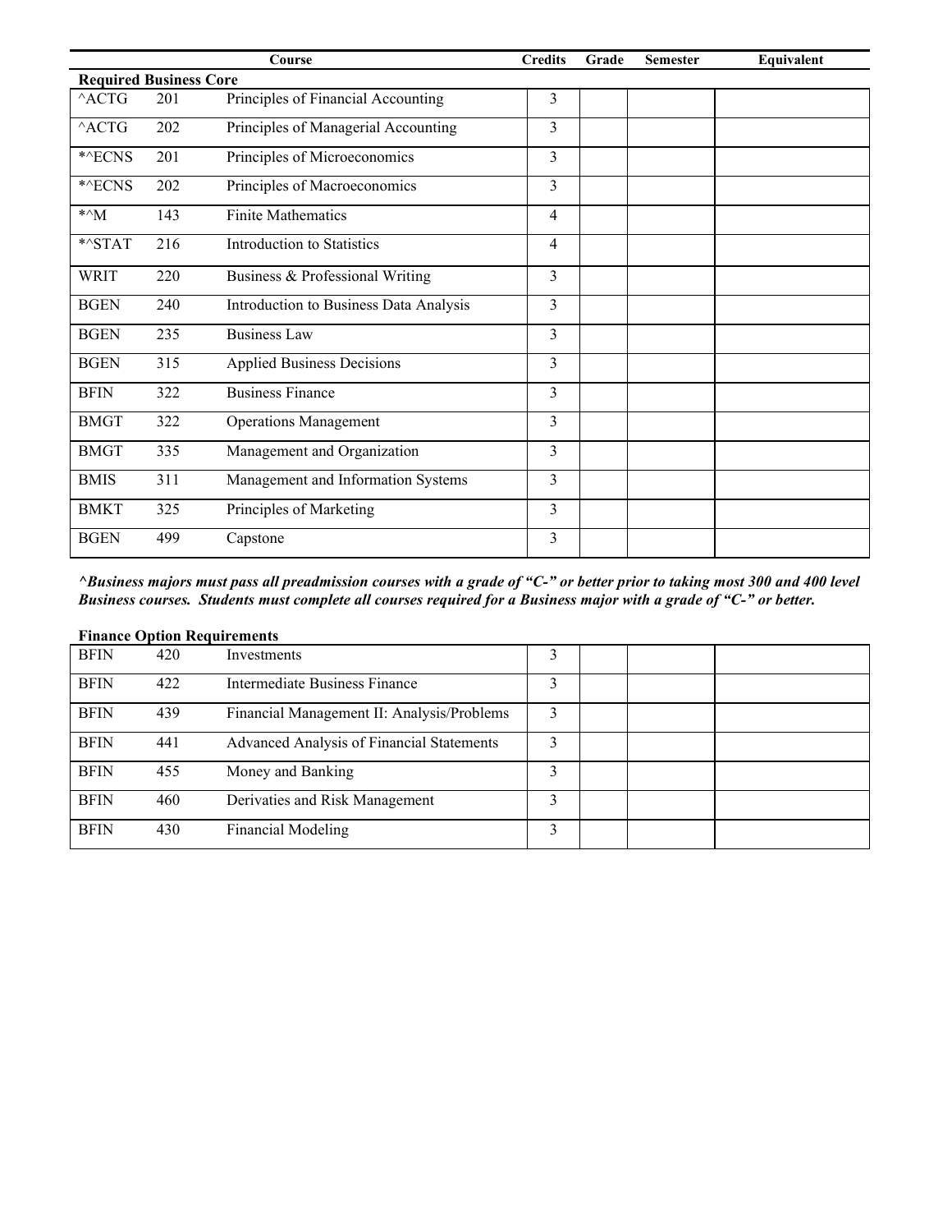| Course | | | Credits | Grade | Semester | Equivalent |
|---|---|---|---|---|---|---|
| **Required Business Core** | | | | | | |
| ^ACTG | 201 | Principles of Financial Accounting | 3 | | | |
| ^ACTG | 202 | Principles of Managerial Accounting | 3 | | | |
| *^ECNS | 201 | Principles of Microeconomics | 3 | | | |
| *^ECNS | 202 | Principles of Macroeconomics | 3 | | | |
| *^M | 143 | Finite Mathematics | 4 | | | |
| *^STAT | 216 | Introduction to Statistics | 4 | | | |
| WRIT | 220 | Business & Professional Writing | 3 | | | |
| BGEN | 240 | Introduction to Business Data Analysis | 3 | | | |
| BGEN | 235 | Business Law | 3 | | | |
| BGEN | 315 | Applied Business Decisions | 3 | | | |
| BFIN | 322 | Business Finance | 3 | | | |
| BMGT | 322 | Operations Management | 3 | | | |
| BMGT | 335 | Management and Organization | 3 | | | |
| BMIS | 311 | Management and Information Systems | 3 | | | |
| BMKT | 325 | Principles of Marketing | 3 | | | |
| BGEN | 499 | Capstone | 3 | | | |

***^Business majors must pass all preadmission courses with a grade of "C-" or better prior to taking most 300 and 400 level Business courses. Students must complete all courses required for a Business major with a grade of "C-" or better.***

**Finance Option Requirements**

| Course | | | Credits | Grade | Semester | Equivalent |
|---|---|---|---|---|---|---|
| BFIN | 420 | Investments | 3 | | | |
| BFIN | 422 | Intermediate Business Finance | 3 | | | |
| BFIN | 439 | Financial Management II: Analysis/Problems | 3 | | | |
| BFIN | 441 | Advanced Analysis of Financial Statements | 3 | | | |
| BFIN | 455 | Money and Banking | 3 | | | |
| BFIN | 460 | Derivaties and Risk Management | 3 | | | |
| BFIN | 430 | Financial Modeling | 3 | | | |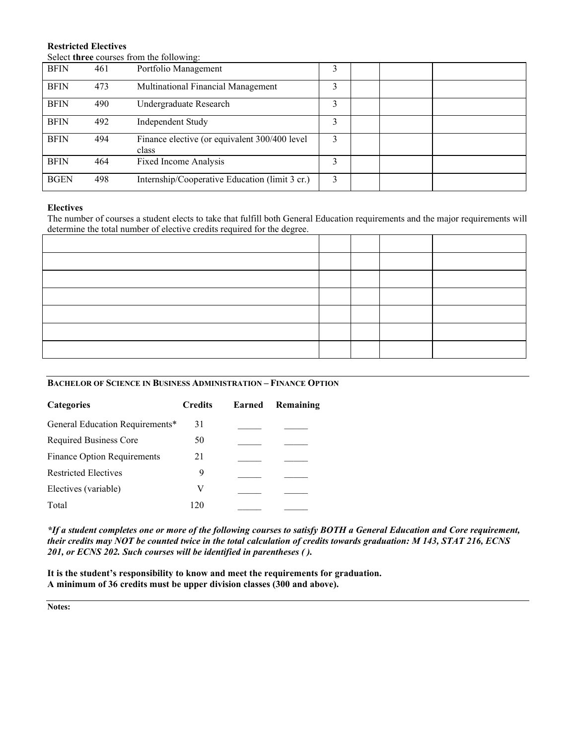**Restricted Electives**

Select **three** courses from the following:

| | | | | | | |
|---|---|---|---|---|---|---|
| BFIN | 461 | Portfolio Management | 3 | | | |
| BFIN | 473 | Multinational Financial Management | 3 | | | |
| BFIN | 490 | Undergraduate Research | 3 | | | |
| BFIN | 492 | Independent Study | 3 | | | |
| BFIN | 494 | Finance elective (or equivalent 300/400 level class | 3 | | | |
| BFIN | 464 | Fixed Income Analysis | 3 | | | |
| BGEN | 498 | Internship/Cooperative Education (limit 3 cr.) | 3 | | | |

**Electives**

The number of courses a student elects to take that fulfill both General Education requirements and the major requirements will determine the total number of elective credits required for the degree.

| | | | | |
|---|---|---|---|---|
| | | | | |
| | | | | |
| | | | | |
| | | | | |
| | | | | |
| | | | | |
| | | | | |

---

**BACHELOR OF SCIENCE IN BUSINESS ADMINISTRATION – FINANCE OPTION**

| Categories | Credits | Earned | Remaining |
|---|---|---|---|
| General Education Requirements* | 31 | _____ | _____ |
| Required Business Core | 50 | _____ | _____ |
| Finance Option Requirements | 21 | _____ | _____ |
| Restricted Electives | 9 | _____ | _____ |
| Electives (variable) | V | _____ | _____ |
| Total | 120 | _____ | _____ |

***If a student completes one or more of the following courses to satisfy BOTH a General Education and Core requirement, their credits may NOT be counted twice in the total calculation of credits towards graduation: M 143, STAT 216, ECNS 201, or ECNS 202. Such courses will be identified in parentheses ( ).***

**It is the student's responsibility to know and meet the requirements for graduation.**
**A minimum of 36 credits must be upper division classes (300 and above).**

---

**Notes:**